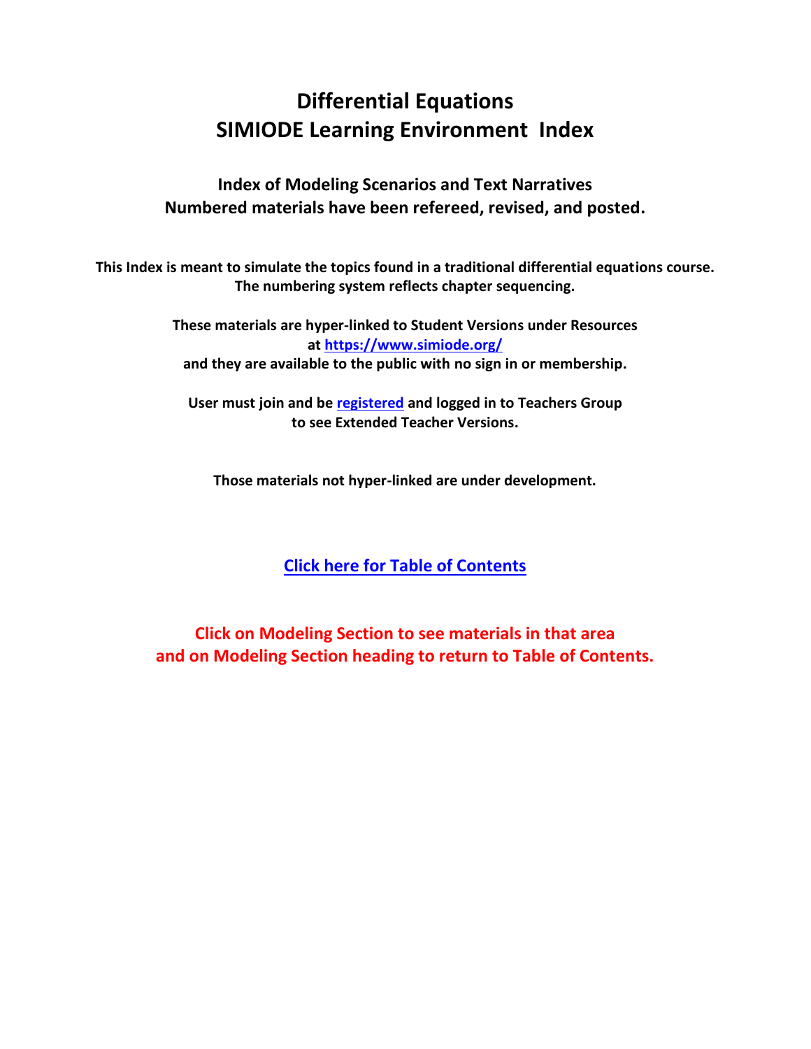# Differential Equations
# SIMIODE Learning Environment Index

## Index of Modeling Scenarios and Text Narratives
## Numbered materials have been refereed, revised, and posted.

**This Index is meant to simulate the topics found in a traditional differential equations course. The numbering system reflects chapter sequencing.**

**These materials are hyper-linked to Student Versions under Resources at [https://www.simiode.org/](https://www.simiode.org/) and they are available to the public with no sign in or membership.**

**User must join and be [registered](registered) and logged in to Teachers Group to see Extended Teacher Versions.**

**Those materials not hyper-linked are under development.**

**[Click here for Table of Contents](Click here for Table of Contents)**

**Click on Modeling Section to see materials in that area and on Modeling Section heading to return to Table of Contents.**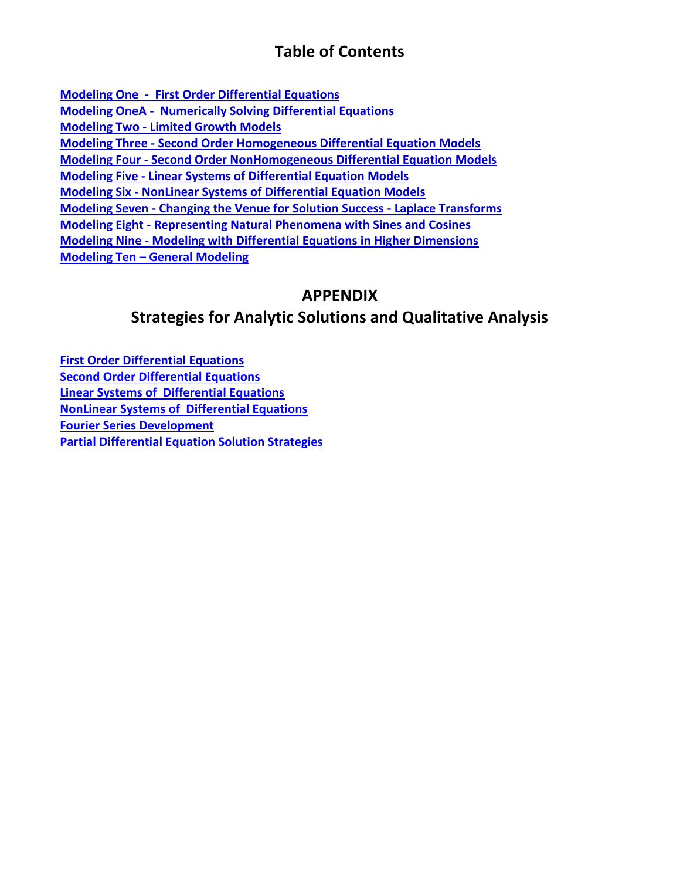# Table of Contents

**Modeling One - First Order Differential Equations**
**Modeling OneA - Numerically Solving Differential Equations**
**Modeling Two - Limited Growth Models**
**Modeling Three - Second Order Homogeneous Differential Equation Models**
**Modeling Four - Second Order NonHomogeneous Differential Equation Models**
**Modeling Five - Linear Systems of Differential Equation Models**
**Modeling Six - NonLinear Systems of Differential Equation Models**
**Modeling Seven - Changing the Venue for Solution Success - Laplace Transforms**
**Modeling Eight - Representing Natural Phenomena with Sines and Cosines**
**Modeling Nine - Modeling with Differential Equations in Higher Dimensions**
**Modeling Ten – General Modeling**

## APPENDIX

## Strategies for Analytic Solutions and Qualitative Analysis

**First Order Differential Equations**
**Second Order Differential Equations**
**Linear Systems of Differential Equations**
**NonLinear Systems of Differential Equations**
**Fourier Series Development**
**Partial Differential Equation Solution Strategies**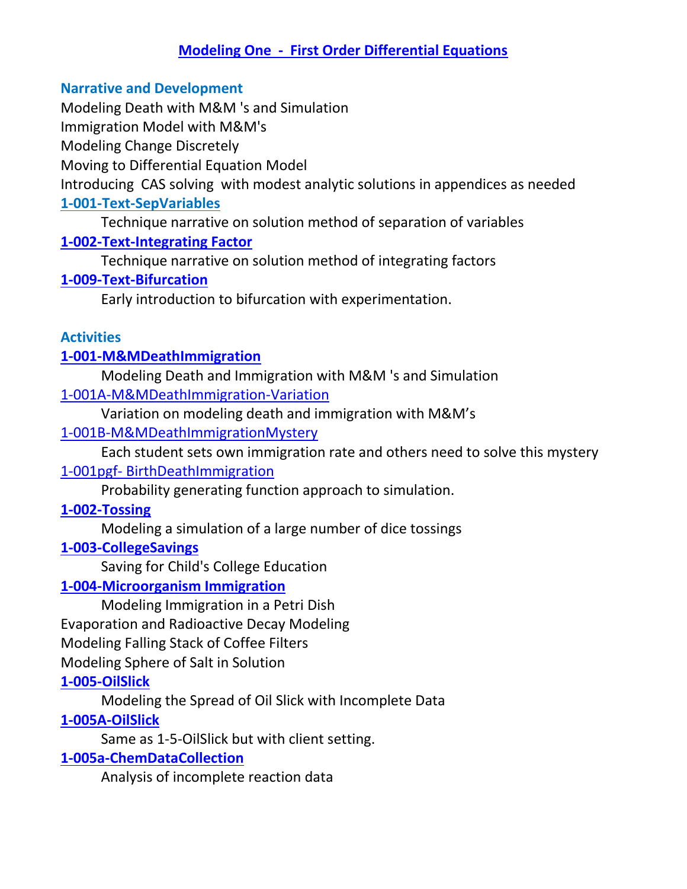# Modeling One - First Order Differential Equations

## Narrative and Development

Modeling Death with M&M 's and Simulation

Immigration Model with M&M's

Modeling Change Discretely

Moving to Differential Equation Model

Introducing CAS solving with modest analytic solutions in appendices as needed

**1-001-Text-SepVariables**

Technique narrative on solution method of separation of variables

**1-002-Text-Integrating Factor**

Technique narrative on solution method of integrating factors

**1-009-Text-Bifurcation**

Early introduction to bifurcation with experimentation.

## Activities

**1-001-M&MDeathImmigration**

Modeling Death and Immigration with M&M 's and Simulation

1-001A-M&MDeathImmigration-Variation

Variation on modeling death and immigration with M&M's

1-001B-M&MDeathImmigrationMystery

Each student sets own immigration rate and others need to solve this mystery

1-001pgf- BirthDeathImmigration

Probability generating function approach to simulation.

**1-002-Tossing**

Modeling a simulation of a large number of dice tossings

**1-003-CollegeSavings**

Saving for Child's College Education

**1-004-Microorganism Immigration**

Modeling Immigration in a Petri Dish

Evaporation and Radioactive Decay Modeling

Modeling Falling Stack of Coffee Filters

Modeling Sphere of Salt in Solution

**1-005-OilSlick**

Modeling the Spread of Oil Slick with Incomplete Data

**1-005A-OilSlick**

Same as 1-5-OilSlick but with client setting.

**1-005a-ChemDataCollection**

Analysis of incomplete reaction data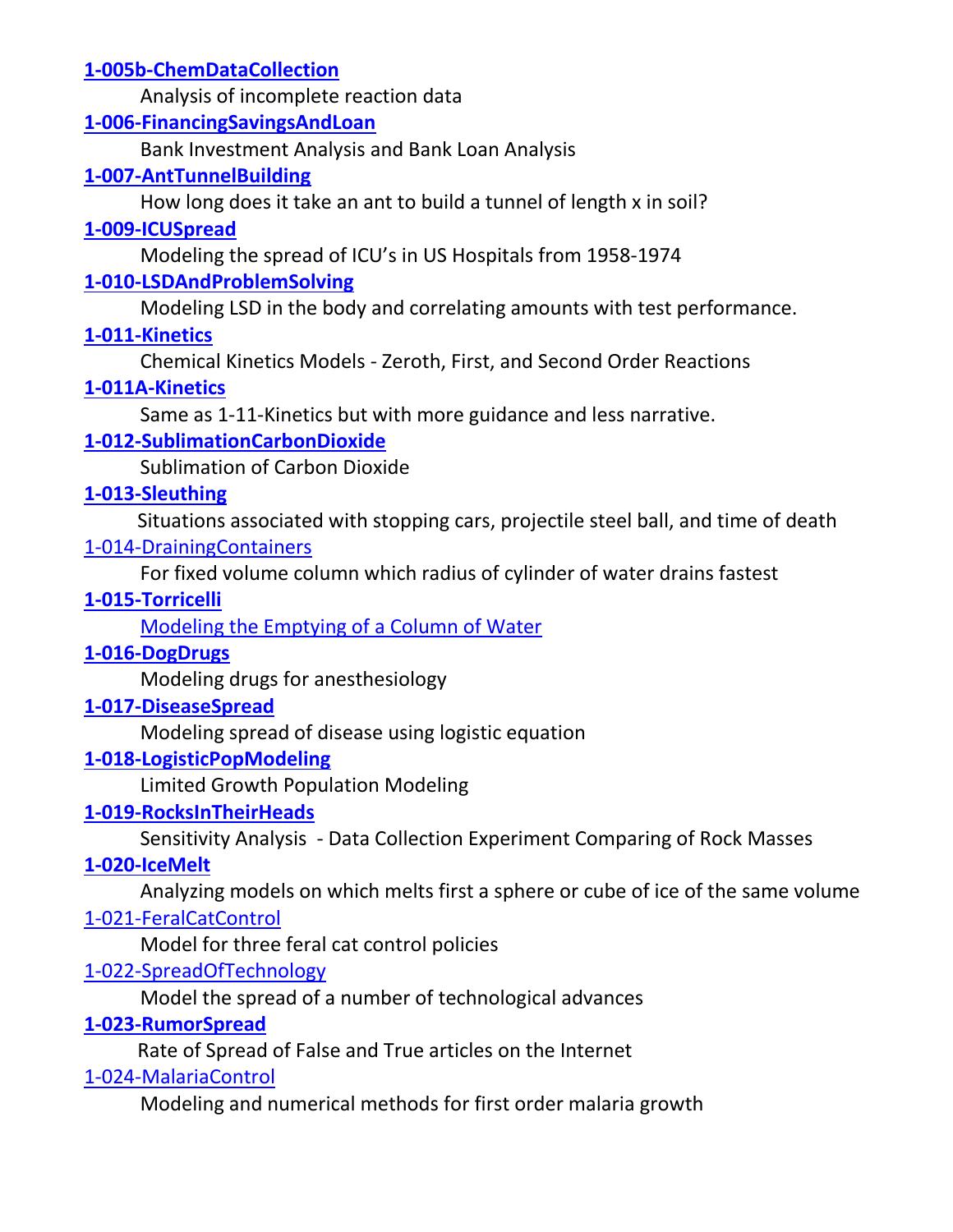**1-005b-ChemDataCollection**

Analysis of incomplete reaction data

**1-006-FinancingSavingsAndLoan**

Bank Investment Analysis and Bank Loan Analysis

**1-007-AntTunnelBuilding**

How long does it take an ant to build a tunnel of length x in soil?

**1-009-ICUSpread**

Modeling the spread of ICU's in US Hospitals from 1958-1974

**1-010-LSDAndProblemSolving**

Modeling LSD in the body and correlating amounts with test performance.

**1-011-Kinetics**

Chemical Kinetics Models - Zeroth, First, and Second Order Reactions

**1-011A-Kinetics**

Same as 1-11-Kinetics but with more guidance and less narrative.

**1-012-SublimationCarbonDioxide**

Sublimation of Carbon Dioxide

**1-013-Sleuthing**

Situations associated with stopping cars, projectile steel ball, and time of death

1-014-DrainingContainers

For fixed volume column which radius of cylinder of water drains fastest

**1-015-Torricelli**

Modeling the Emptying of a Column of Water

**1-016-DogDrugs**

Modeling drugs for anesthesiology

**1-017-DiseaseSpread**

Modeling spread of disease using logistic equation

**1-018-LogisticPopModeling**

Limited Growth Population Modeling

**1-019-RocksInTheirHeads**

Sensitivity Analysis - Data Collection Experiment Comparing of Rock Masses

**1-020-IceMelt**

Analyzing models on which melts first a sphere or cube of ice of the same volume

1-021-FeralCatControl

Model for three feral cat control policies

1-022-SpreadOfTechnology

Model the spread of a number of technological advances

**1-023-RumorSpread**

Rate of Spread of False and True articles on the Internet

1-024-MalariaControl

Modeling and numerical methods for first order malaria growth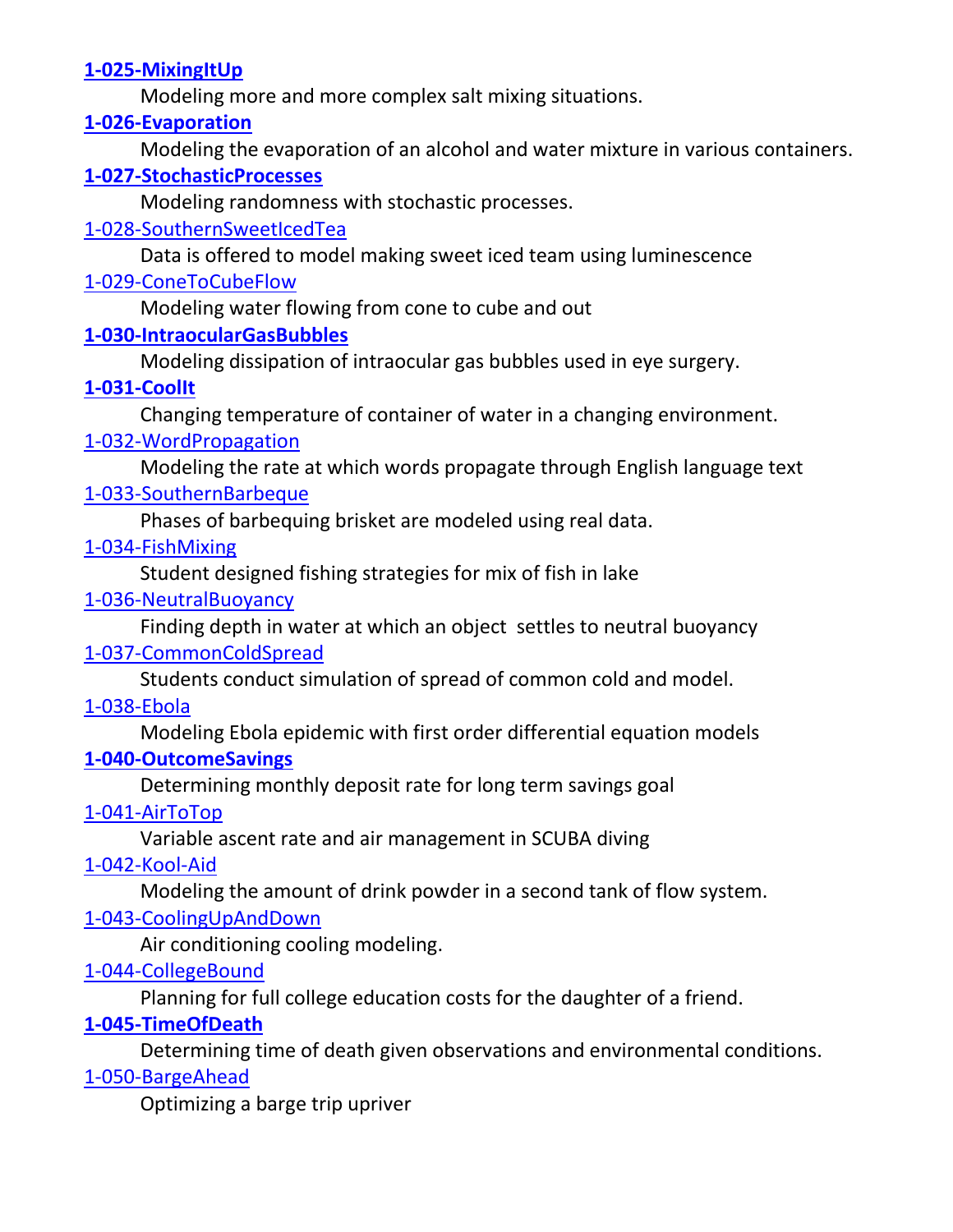**1-025-MixingItUp**

Modeling more and more complex salt mixing situations.

**1-026-Evaporation**

Modeling the evaporation of an alcohol and water mixture in various containers.

**1-027-StochasticProcesses**

Modeling randomness with stochastic processes.

1-028-SouthernSweetIcedTea

Data is offered to model making sweet iced team using luminescence

1-029-ConeToCubeFlow

Modeling water flowing from cone to cube and out

**1-030-IntraocularGasBubbles**

Modeling dissipation of intraocular gas bubbles used in eye surgery.

**1-031-CoolIt**

Changing temperature of container of water in a changing environment.

1-032-WordPropagation

Modeling the rate at which words propagate through English language text

1-033-SouthernBarbeque

Phases of barbequing brisket are modeled using real data.

1-034-FishMixing

Student designed fishing strategies for mix of fish in lake

1-036-NeutralBuoyancy

Finding depth in water at which an object settles to neutral buoyancy

1-037-CommonColdSpread

Students conduct simulation of spread of common cold and model.

1-038-Ebola

Modeling Ebola epidemic with first order differential equation models

**1-040-OutcomeSavings**

Determining monthly deposit rate for long term savings goal

1-041-AirToTop

Variable ascent rate and air management in SCUBA diving

1-042-Kool-Aid

Modeling the amount of drink powder in a second tank of flow system.

1-043-CoolingUpAndDown

Air conditioning cooling modeling.

1-044-CollegeBound

Planning for full college education costs for the daughter of a friend.

**1-045-TimeOfDeath**

Determining time of death given observations and environmental conditions.

1-050-BargeAhead

Optimizing a barge trip upriver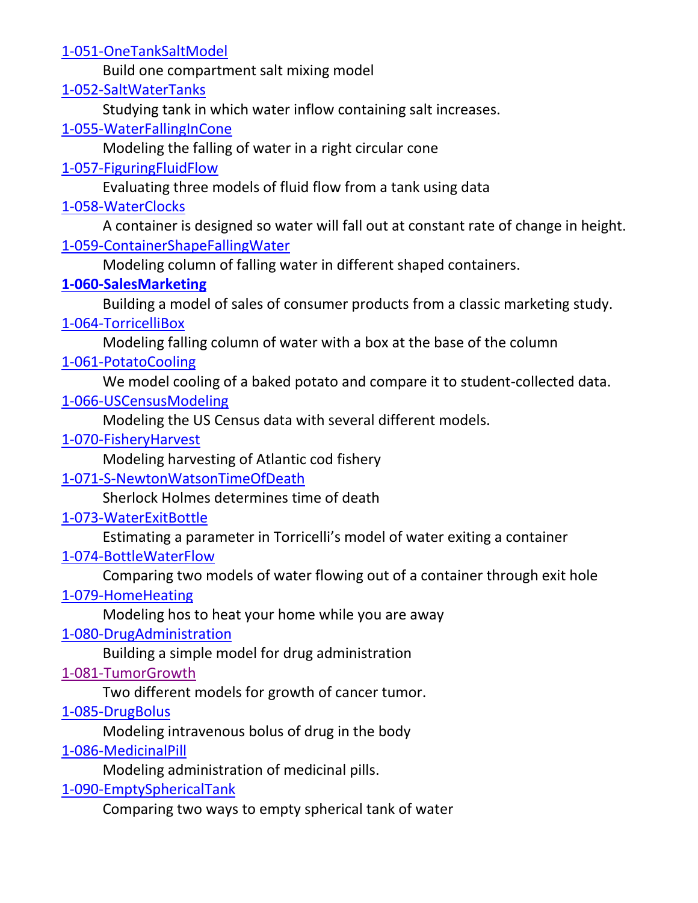1-051-OneTankSaltModel

Build one compartment salt mixing model

1-052-SaltWaterTanks

Studying tank in which water inflow containing salt increases.

1-055-WaterFallingInCone

Modeling the falling of water in a right circular cone

1-057-FiguringFluidFlow

Evaluating three models of fluid flow from a tank using data

1-058-WaterClocks

A container is designed so water will fall out at constant rate of change in height.

1-059-ContainerShapeFallingWater

Modeling column of falling water in different shaped containers.

**1-060-SalesMarketing**

Building a model of sales of consumer products from a classic marketing study.

1-064-TorricelliBox

Modeling falling column of water with a box at the base of the column

1-061-PotatoCooling

We model cooling of a baked potato and compare it to student-collected data.

1-066-USCensusModeling

Modeling the US Census data with several different models.

1-070-FisheryHarvest

Modeling harvesting of Atlantic cod fishery

1-071-S-NewtonWatsonTimeOfDeath

Sherlock Holmes determines time of death

1-073-WaterExitBottle

Estimating a parameter in Torricelli's model of water exiting a container

1-074-BottleWaterFlow

Comparing two models of water flowing out of a container through exit hole

1-079-HomeHeating

Modeling hos to heat your home while you are away

1-080-DrugAdministration

Building a simple model for drug administration

1-081-TumorGrowth

Two different models for growth of cancer tumor.

1-085-DrugBolus

Modeling intravenous bolus of drug in the body

1-086-MedicinalPill

Modeling administration of medicinal pills.

1-090-EmptySphericalTank

Comparing two ways to empty spherical tank of water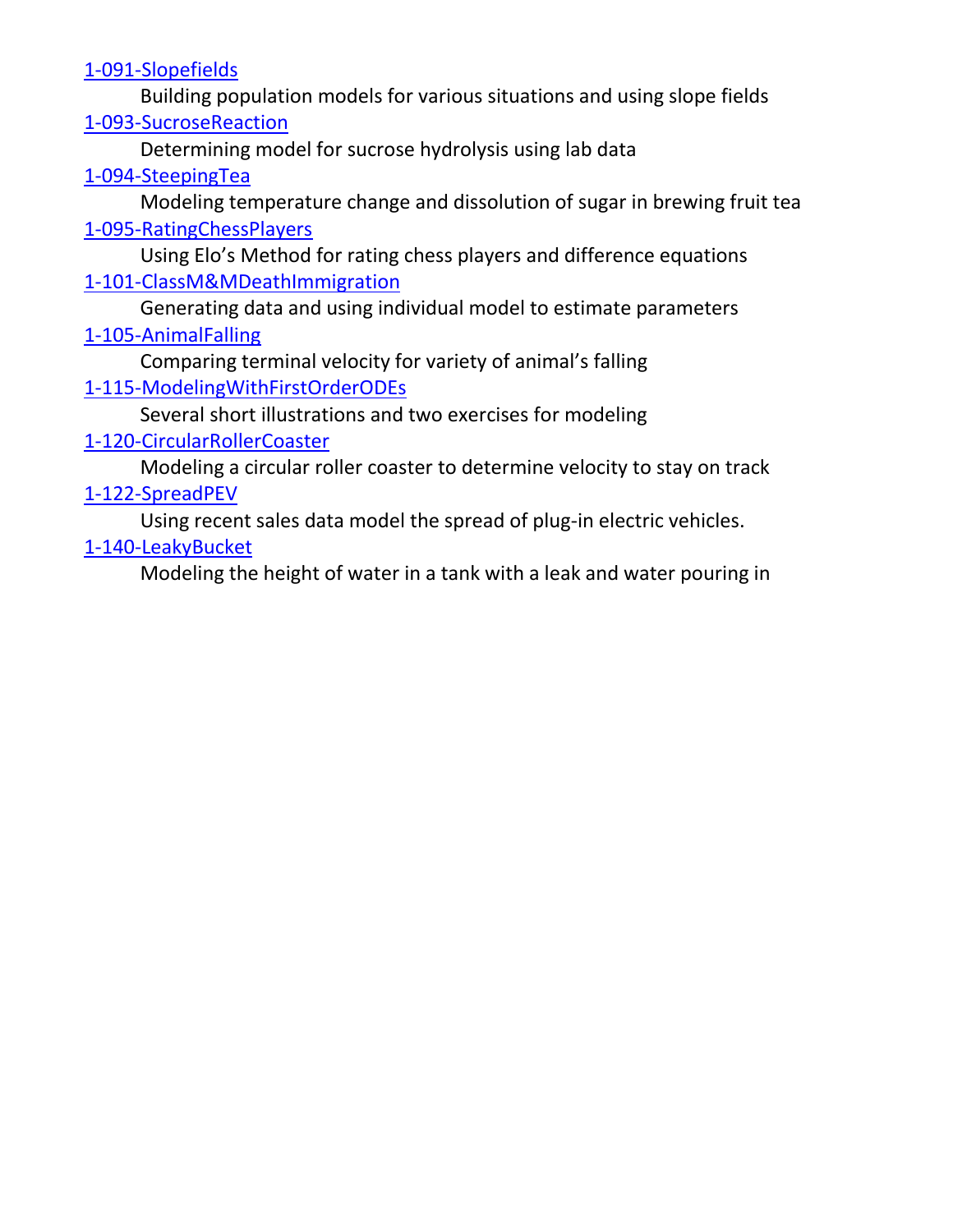1-091-Slopefields

  Building population models for various situations and using slope fields

1-093-SucroseReaction

  Determining model for sucrose hydrolysis using lab data

1-094-SteepingTea

  Modeling temperature change and dissolution of sugar in brewing fruit tea

1-095-RatingChessPlayers

  Using Elo's Method for rating chess players and difference equations

1-101-ClassM&MDeathImmigration

  Generating data and using individual model to estimate parameters

1-105-AnimalFalling

  Comparing terminal velocity for variety of animal's falling

1-115-ModelingWithFirstOrderODEs

  Several short illustrations and two exercises for modeling

1-120-CircularRollerCoaster

  Modeling a circular roller coaster to determine velocity to stay on track

1-122-SpreadPEV

  Using recent sales data model the spread of plug-in electric vehicles.

1-140-LeakyBucket

  Modeling the height of water in a tank with a leak and water pouring in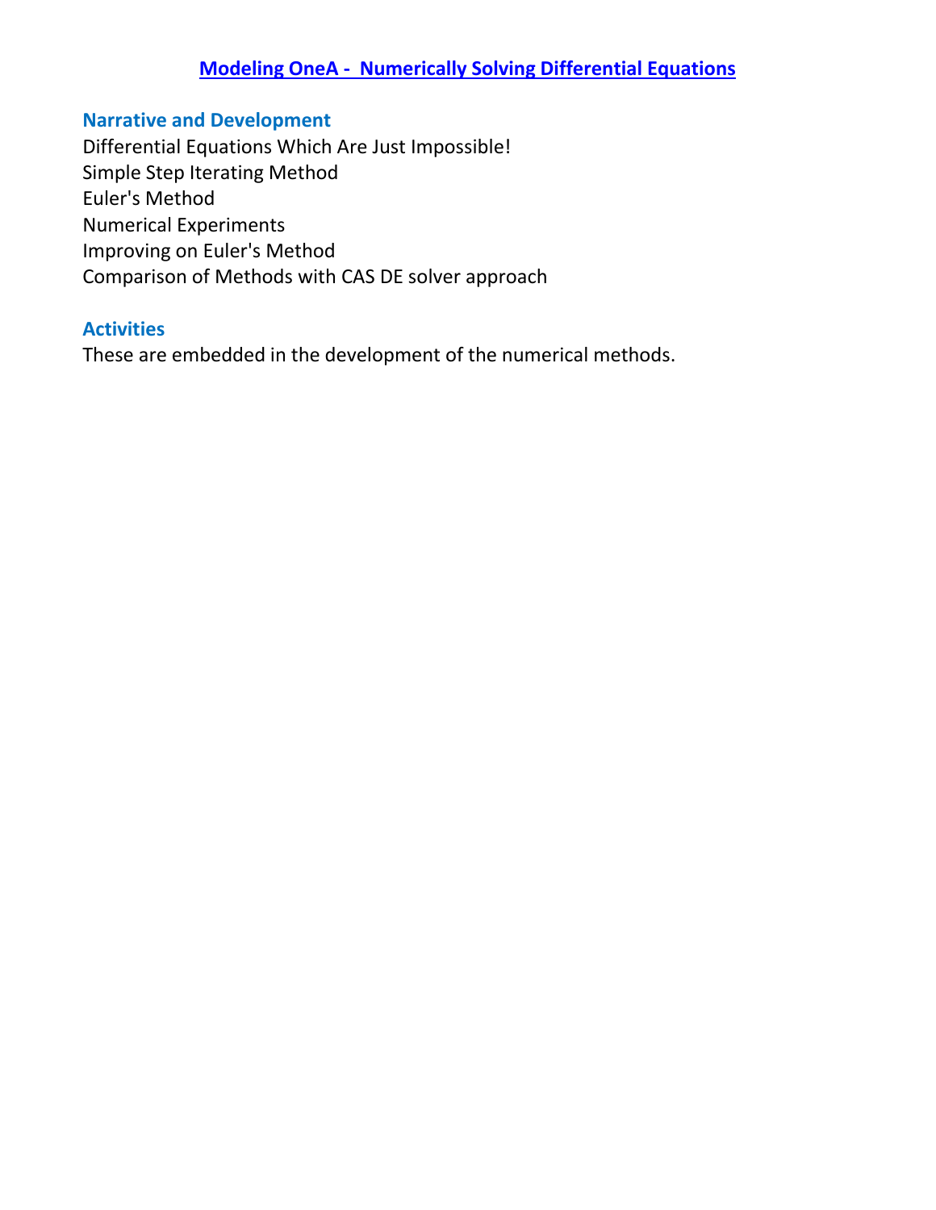# Modeling OneA - Numerically Solving Differential Equations

## Narrative and Development

Differential Equations Which Are Just Impossible!
Simple Step Iterating Method
Euler's Method
Numerical Experiments
Improving on Euler's Method
Comparison of Methods with CAS DE solver approach

## Activities

These are embedded in the development of the numerical methods.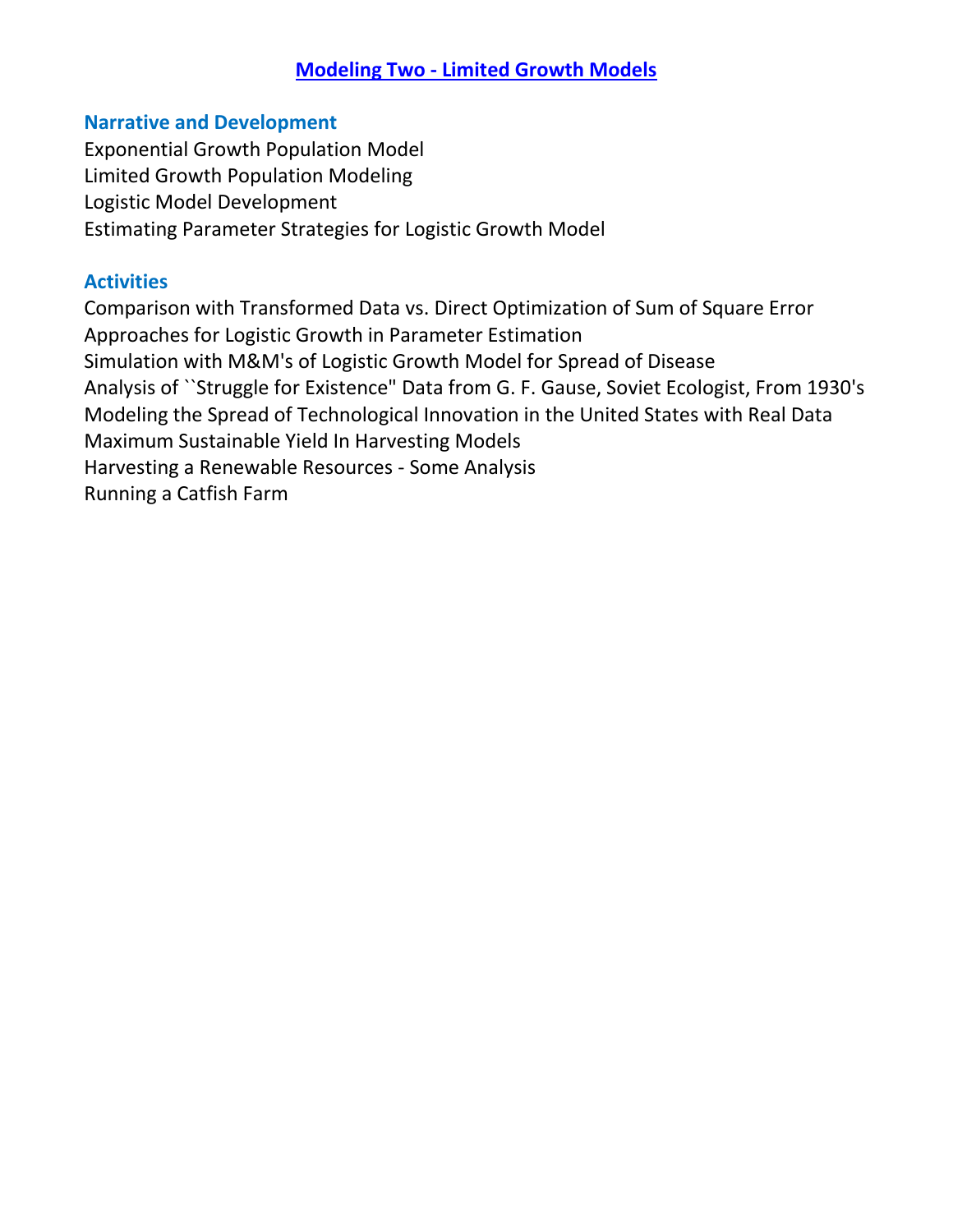# Modeling Two - Limited Growth Models

## Narrative and Development

Exponential Growth Population Model
Limited Growth Population Modeling
Logistic Model Development
Estimating Parameter Strategies for Logistic Growth Model

## Activities

Comparison with Transformed Data vs. Direct Optimization of Sum of Square Error Approaches for Logistic Growth in Parameter Estimation
Simulation with M&M's of Logistic Growth Model for Spread of Disease
Analysis of ``Struggle for Existence" Data from G. F. Gause, Soviet Ecologist, From 1930's
Modeling the Spread of Technological Innovation in the United States with Real Data
Maximum Sustainable Yield In Harvesting Models
Harvesting a Renewable Resources - Some Analysis
Running a Catfish Farm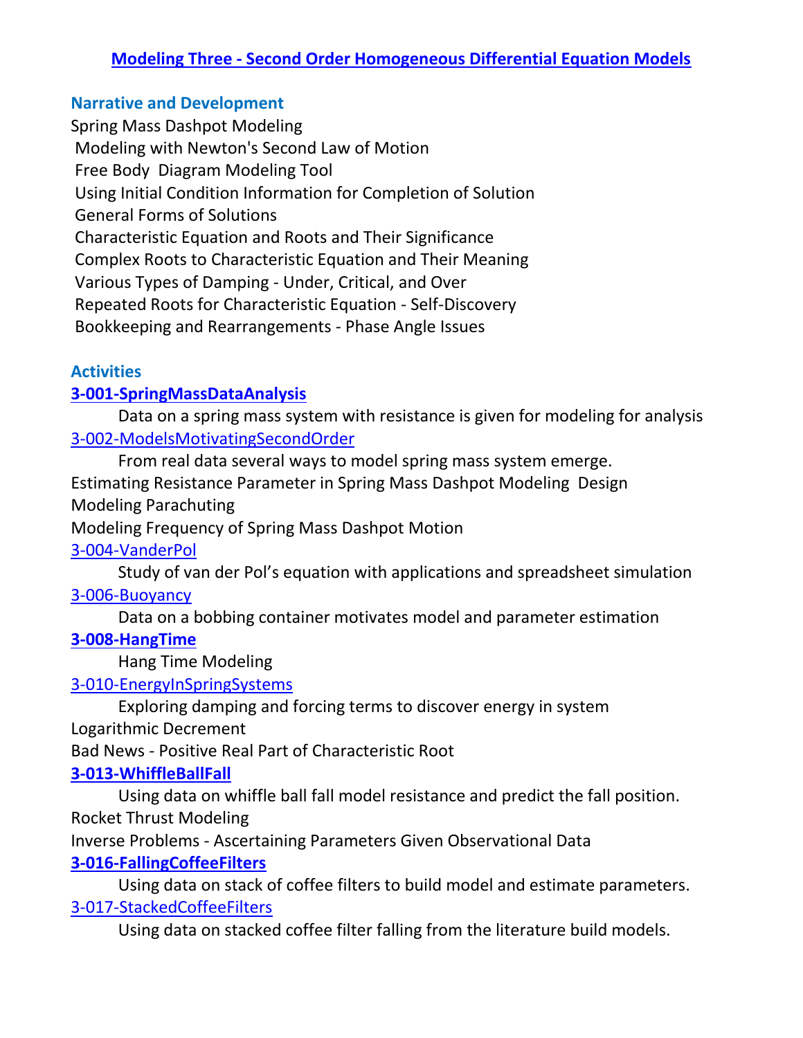# Modeling Three - Second Order Homogeneous Differential Equation Models

## Narrative and Development

Spring Mass Dashpot Modeling

- Modeling with Newton's Second Law of Motion
- Free Body Diagram Modeling Tool
- Using Initial Condition Information for Completion of Solution
- General Forms of Solutions
- Characteristic Equation and Roots and Their Significance
- Complex Roots to Characteristic Equation and Their Meaning
- Various Types of Damping - Under, Critical, and Over
- Repeated Roots for Characteristic Equation - Self-Discovery
- Bookkeeping and Rearrangements - Phase Angle Issues

## Activities

**3-001-SpringMassDataAnalysis**

Data on a spring mass system with resistance is given for modeling for analysis

3-002-ModelsMotivatingSecondOrder

From real data several ways to model spring mass system emerge.

Estimating Resistance Parameter in Spring Mass Dashpot Modeling Design

Modeling Parachuting

Modeling Frequency of Spring Mass Dashpot Motion

3-004-VanderPol

Study of van der Pol's equation with applications and spreadsheet simulation

3-006-Buoyancy

Data on a bobbing container motivates model and parameter estimation

**3-008-HangTime**

Hang Time Modeling

3-010-EnergyInSpringSystems

Exploring damping and forcing terms to discover energy in system

Logarithmic Decrement

Bad News - Positive Real Part of Characteristic Root

**3-013-WhiffleBallFall**

Using data on whiffle ball fall model resistance and predict the fall position.

Rocket Thrust Modeling

Inverse Problems - Ascertaining Parameters Given Observational Data

**3-016-FallingCoffeeFilters**

Using data on stack of coffee filters to build model and estimate parameters.

3-017-StackedCoffeeFilters

Using data on stacked coffee filter falling from the literature build models.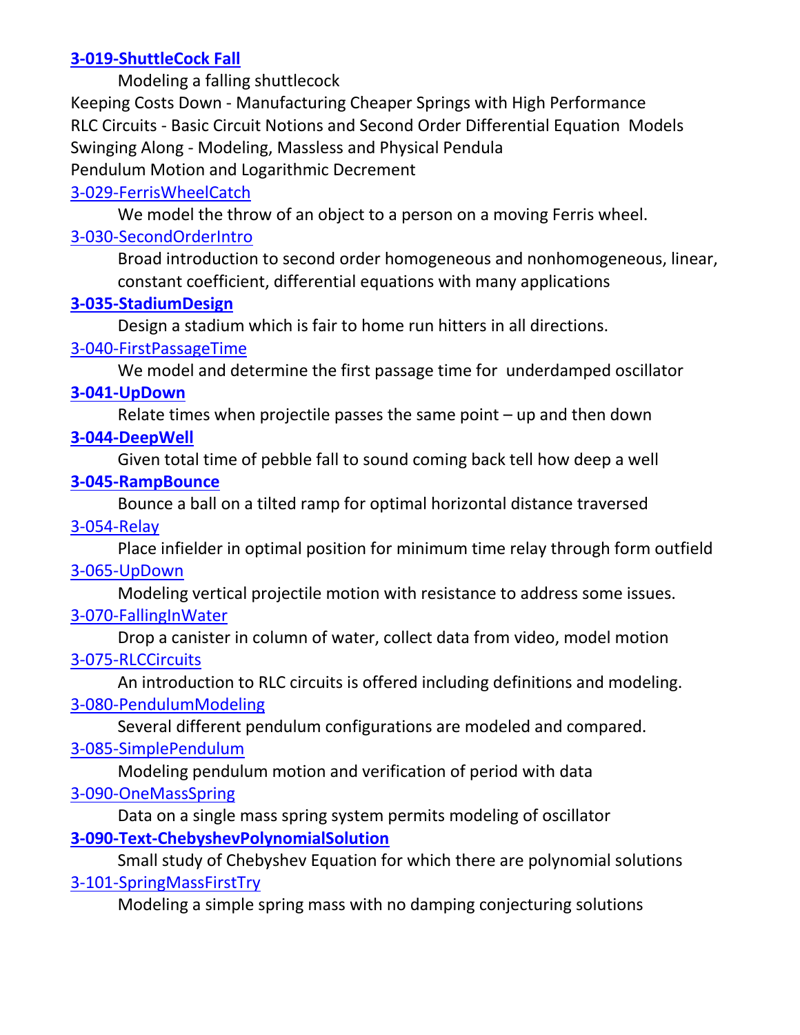**3-019-ShuttleCock Fall**

Modeling a falling shuttlecock

Keeping Costs Down - Manufacturing Cheaper Springs with High Performance

RLC Circuits - Basic Circuit Notions and Second Order Differential Equation Models

Swinging Along - Modeling, Massless and Physical Pendula

Pendulum Motion and Logarithmic Decrement

3-029-FerrisWheelCatch

We model the throw of an object to a person on a moving Ferris wheel.

3-030-SecondOrderIntro

Broad introduction to second order homogeneous and nonhomogeneous, linear, constant coefficient, differential equations with many applications

**3-035-StadiumDesign**

Design a stadium which is fair to home run hitters in all directions.

3-040-FirstPassageTime

We model and determine the first passage time for underdamped oscillator

**3-041-UpDown**

Relate times when projectile passes the same point – up and then down

**3-044-DeepWell**

Given total time of pebble fall to sound coming back tell how deep a well

**3-045-RampBounce**

Bounce a ball on a tilted ramp for optimal horizontal distance traversed

3-054-Relay

Place infielder in optimal position for minimum time relay through form outfield

3-065-UpDown

Modeling vertical projectile motion with resistance to address some issues.

3-070-FallingInWater

Drop a canister in column of water, collect data from video, model motion

3-075-RLCCircuits

An introduction to RLC circuits is offered including definitions and modeling.

3-080-PendulumModeling

Several different pendulum configurations are modeled and compared.

3-085-SimplePendulum

Modeling pendulum motion and verification of period with data

3-090-OneMassSpring

Data on a single mass spring system permits modeling of oscillator

**3-090-Text-ChebyshevPolynomialSolution**

Small study of Chebyshev Equation for which there are polynomial solutions

3-101-SpringMassFirstTry

Modeling a simple spring mass with no damping conjecturing solutions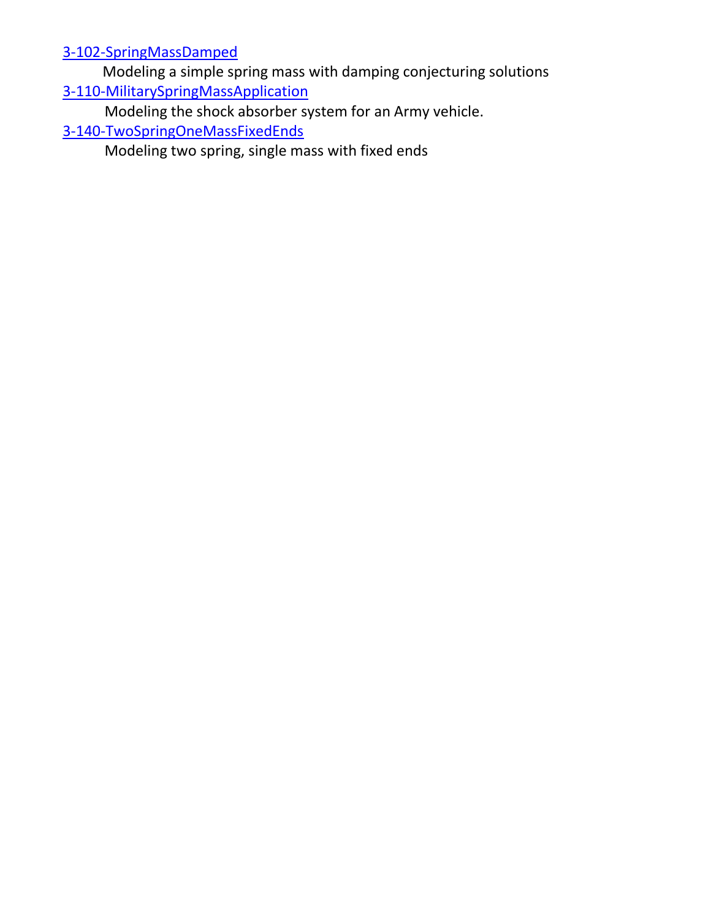[3-102-SpringMassDamped]

Modeling a simple spring mass with damping conjecturing solutions

[3-110-MilitarySpringMassApplication]

Modeling the shock absorber system for an Army vehicle.

[3-140-TwoSpringOneMassFixedEnds]

Modeling two spring, single mass with fixed ends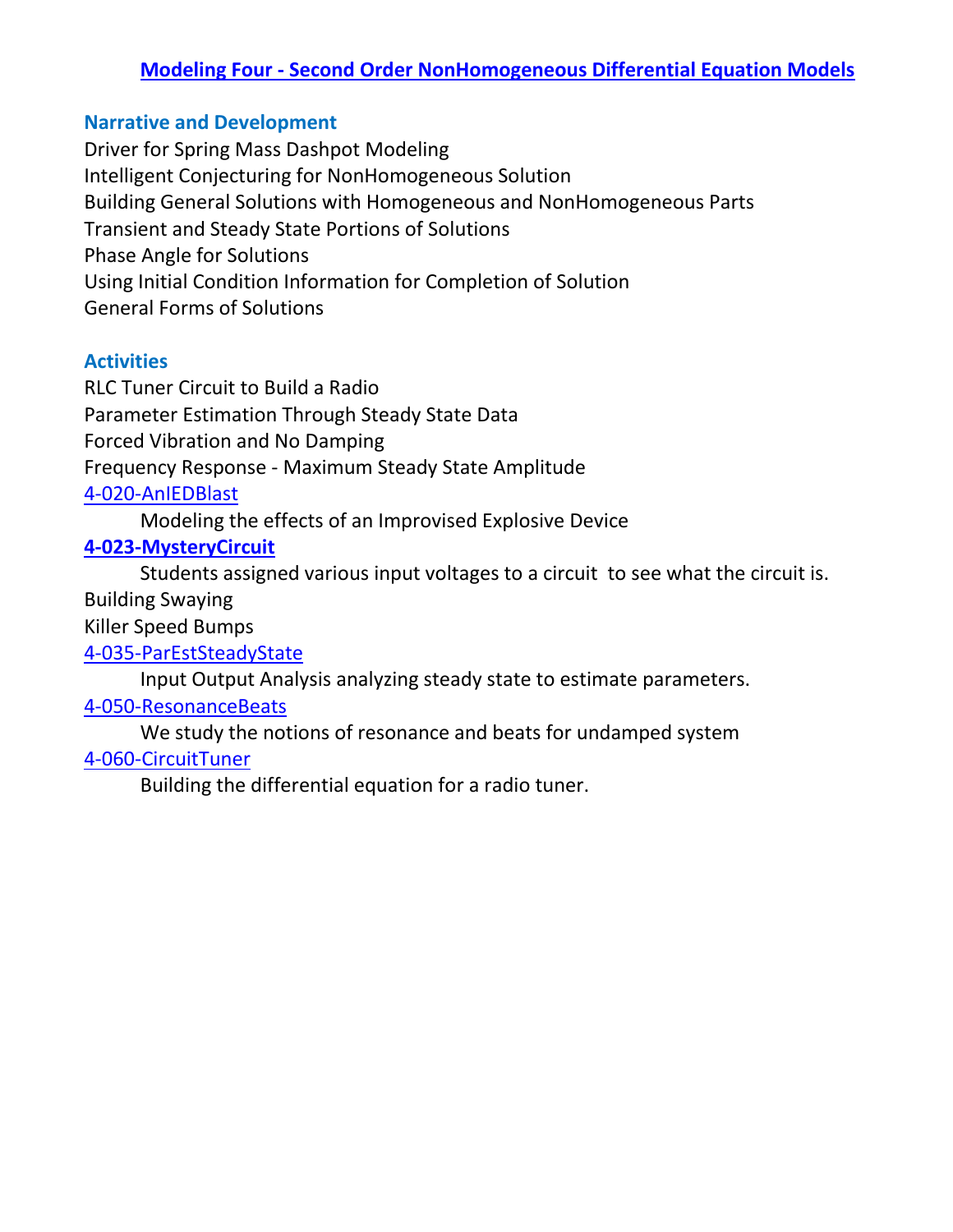# Modeling Four - Second Order NonHomogeneous Differential Equation Models

## Narrative and Development

Driver for Spring Mass Dashpot Modeling
Intelligent Conjecturing for NonHomogeneous Solution
Building General Solutions with Homogeneous and NonHomogeneous Parts
Transient and Steady State Portions of Solutions
Phase Angle for Solutions
Using Initial Condition Information for Completion of Solution
General Forms of Solutions

## Activities

RLC Tuner Circuit to Build a Radio
Parameter Estimation Through Steady State Data
Forced Vibration and No Damping
Frequency Response - Maximum Steady State Amplitude

4-020-AnIEDBlast

  Modeling the effects of an Improvised Explosive Device

**4-023-MysteryCircuit**

  Students assigned various input voltages to a circuit to see what the circuit is.

Building Swaying
Killer Speed Bumps

4-035-ParEstSteadyState

  Input Output Analysis analyzing steady state to estimate parameters.

4-050-ResonanceBeats

  We study the notions of resonance and beats for undamped system

4-060-CircuitTuner

  Building the differential equation for a radio tuner.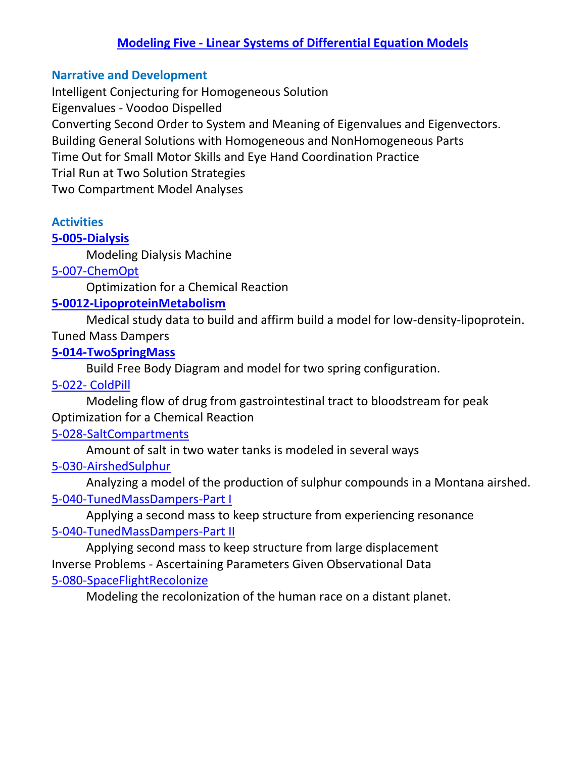## Modeling Five - Linear Systems of Differential Equation Models

### Narrative and Development

Intelligent Conjecturing for Homogeneous Solution
Eigenvalues - Voodoo Dispelled
Converting Second Order to System and Meaning of Eigenvalues and Eigenvectors.
Building General Solutions with Homogeneous and NonHomogeneous Parts
Time Out for Small Motor Skills and Eye Hand Coordination Practice
Trial Run at Two Solution Strategies
Two Compartment Model Analyses

### Activities

**5-005-Dialysis**

Modeling Dialysis Machine

5-007-ChemOpt

Optimization for a Chemical Reaction

**5-0012-LipoproteinMetabolism**

Medical study data to build and affirm build a model for low-density-lipoprotein.

Tuned Mass Dampers

**5-014-TwoSpringMass**

Build Free Body Diagram and model for two spring configuration.

5-022- ColdPill

Modeling flow of drug from gastrointestinal tract to bloodstream for peak

Optimization for a Chemical Reaction

5-028-SaltCompartments

Amount of salt in two water tanks is modeled in several ways

5-030-AirshedSulphur

Analyzing a model of the production of sulphur compounds in a Montana airshed.

5-040-TunedMassDampers-Part I

Applying a second mass to keep structure from experiencing resonance

5-040-TunedMassDampers-Part II

Applying second mass to keep structure from large displacement

Inverse Problems - Ascertaining Parameters Given Observational Data

5-080-SpaceFlightRecolonize

Modeling the recolonization of the human race on a distant planet.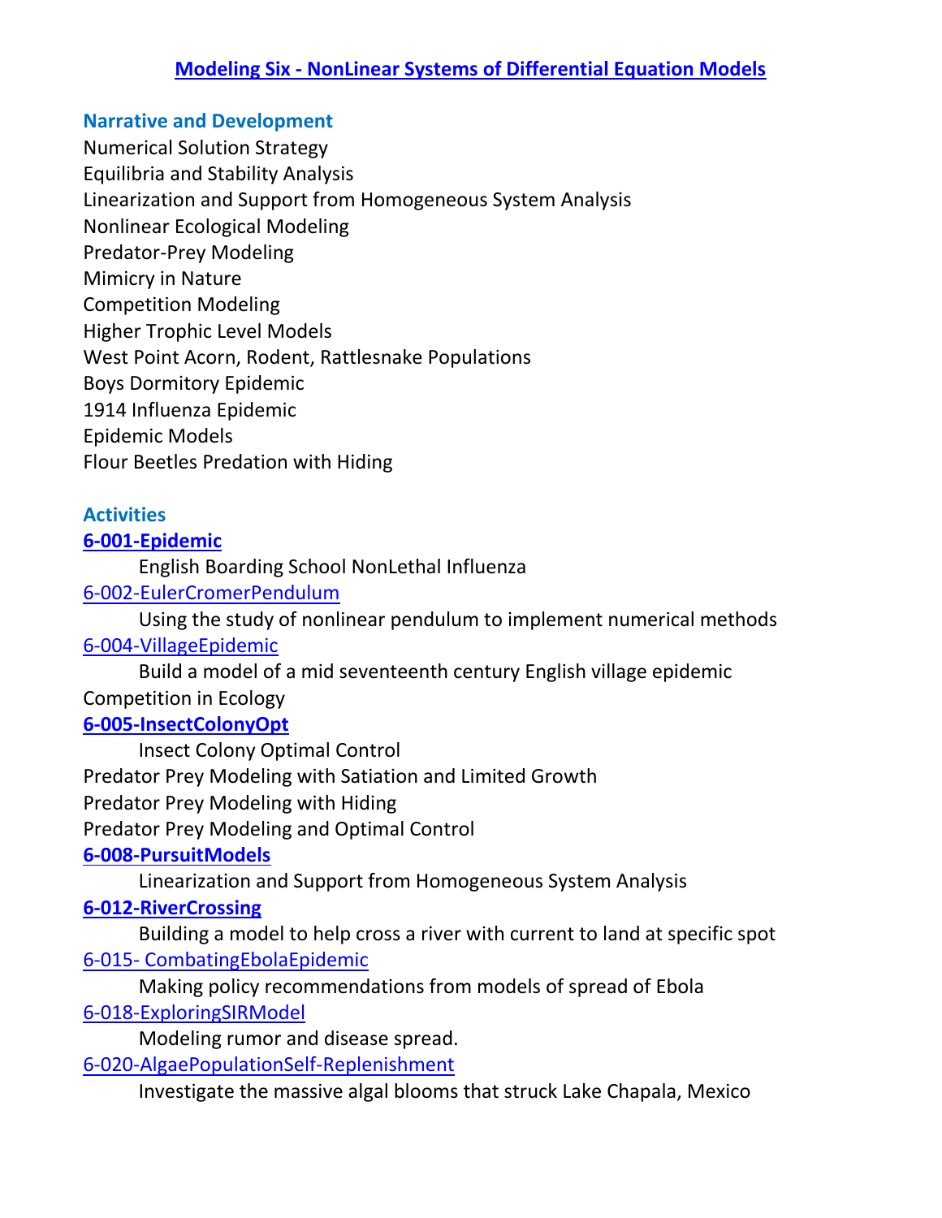# Modeling Six - NonLinear Systems of Differential Equation Models

### Narrative and Development

Numerical Solution Strategy
Equilibria and Stability Analysis
Linearization and Support from Homogeneous System Analysis
Nonlinear Ecological Modeling
Predator-Prey Modeling
Mimicry in Nature
Competition Modeling
Higher Trophic Level Models
West Point Acorn, Rodent, Rattlesnake Populations
Boys Dormitory Epidemic
1914 Influenza Epidemic
Epidemic Models
Flour Beetles Predation with Hiding

### Activities

**6-001-Epidemic**
    English Boarding School NonLethal Influenza
6-002-EulerCromerPendulum
    Using the study of nonlinear pendulum to implement numerical methods
6-004-VillageEpidemic
    Build a model of a mid seventeenth century English village epidemic
Competition in Ecology
**6-005-InsectColonyOpt**
    Insect Colony Optimal Control
Predator Prey Modeling with Satiation and Limited Growth
Predator Prey Modeling with Hiding
Predator Prey Modeling and Optimal Control
**6-008-PursuitModels**
    Linearization and Support from Homogeneous System Analysis
**6-012-RiverCrossing**
    Building a model to help cross a river with current to land at specific spot
6-015- CombatingEbolaEpidemic
    Making policy recommendations from models of spread of Ebola
6-018-ExploringSIRModel
    Modeling rumor and disease spread.
6-020-AlgaePopulationSelf-Replenishment
    Investigate the massive algal blooms that struck Lake Chapala, Mexico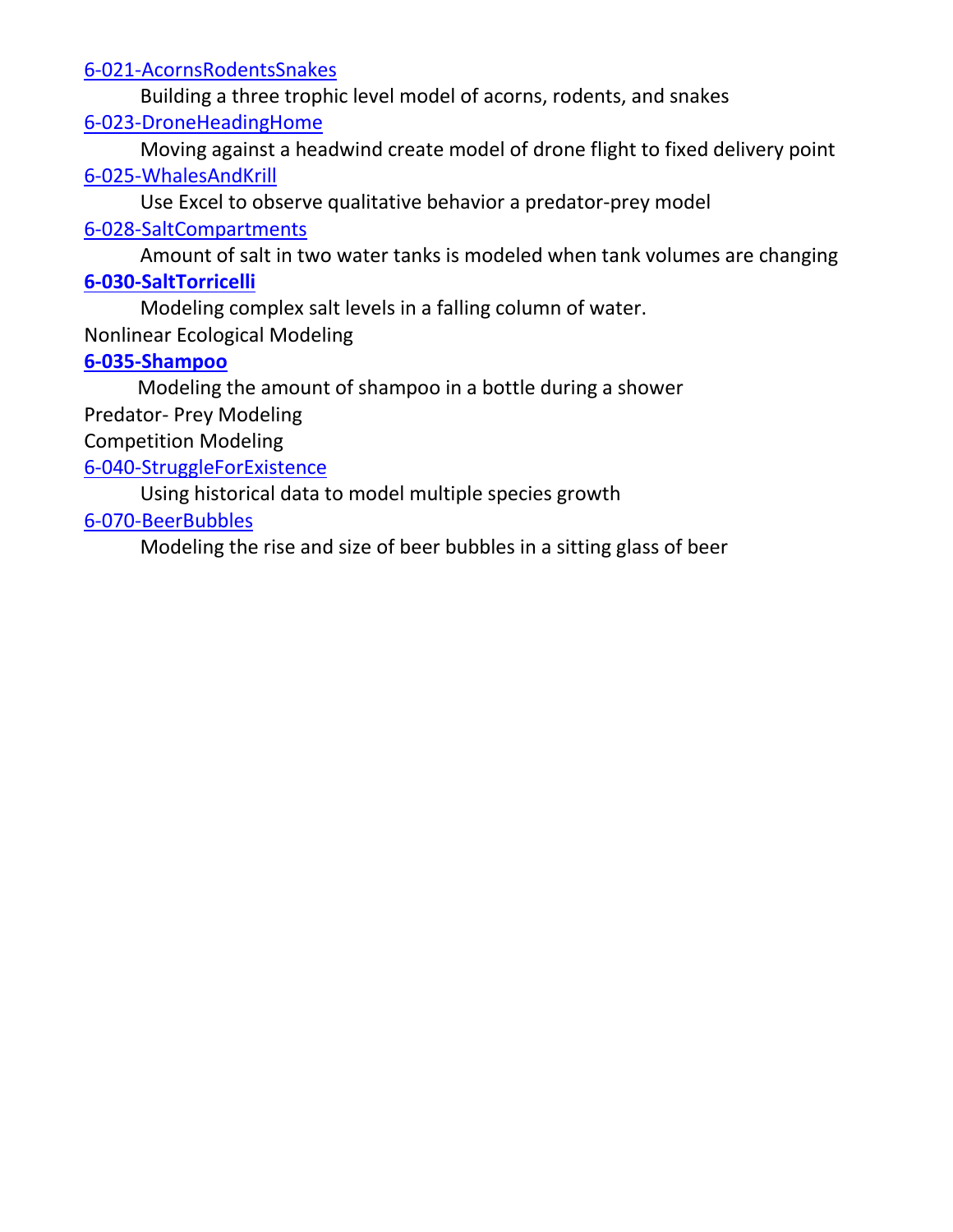[6-021-AcornsRodentsSnakes]

Building a three trophic level model of acorns, rodents, and snakes

[6-023-DroneHeadingHome]

Moving against a headwind create model of drone flight to fixed delivery point

[6-025-WhalesAndKrill]

Use Excel to observe qualitative behavior a predator-prey model

[6-028-SaltCompartments]

Amount of salt in two water tanks is modeled when tank volumes are changing

**[6-030-SaltTorricelli]**

Modeling complex salt levels in a falling column of water.

Nonlinear Ecological Modeling

**[6-035-Shampoo]**

Modeling the amount of shampoo in a bottle during a shower

Predator- Prey Modeling

Competition Modeling

[6-040-StruggleForExistence]

Using historical data to model multiple species growth

[6-070-BeerBubbles]

Modeling the rise and size of beer bubbles in a sitting glass of beer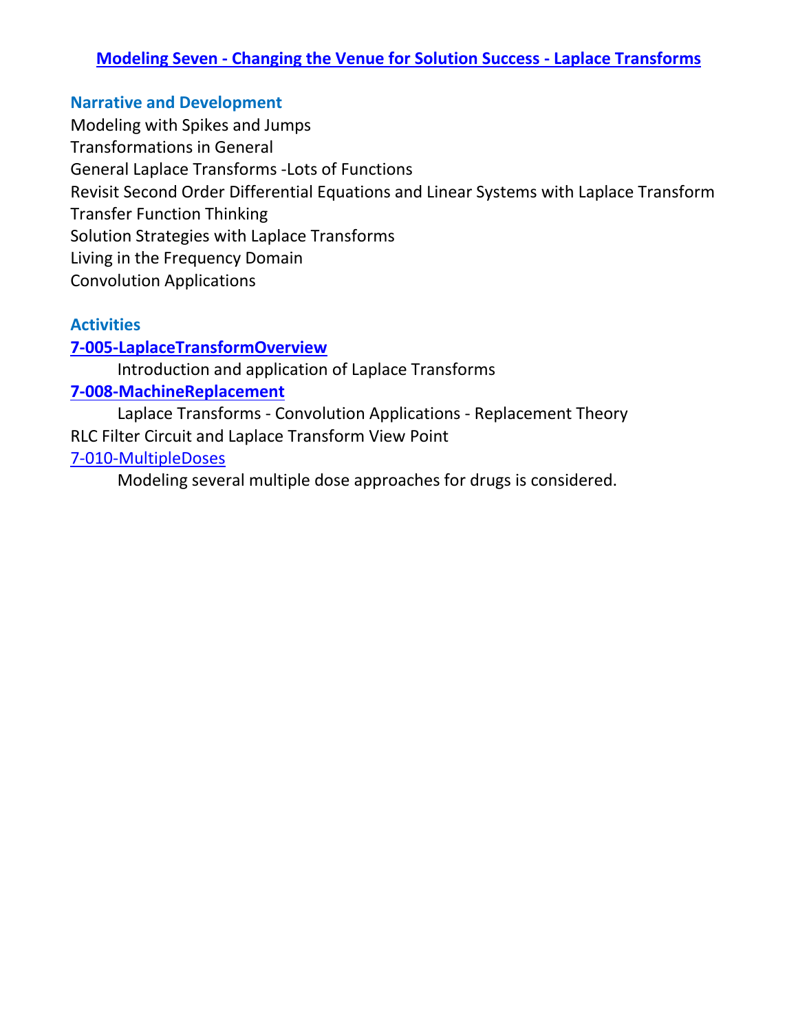# Modeling Seven - Changing the Venue for Solution Success - Laplace Transforms

## Narrative and Development

Modeling with Spikes and Jumps
Transformations in General
General Laplace Transforms -Lots of Functions
Revisit Second Order Differential Equations and Linear Systems with Laplace Transform
Transfer Function Thinking
Solution Strategies with Laplace Transforms
Living in the Frequency Domain
Convolution Applications

## Activities

**7-005-LaplaceTransformOverview**

Introduction and application of Laplace Transforms

**7-008-MachineReplacement**

Laplace Transforms - Convolution Applications - Replacement Theory

RLC Filter Circuit and Laplace Transform View Point

7-010-MultipleDoses

Modeling several multiple dose approaches for drugs is considered.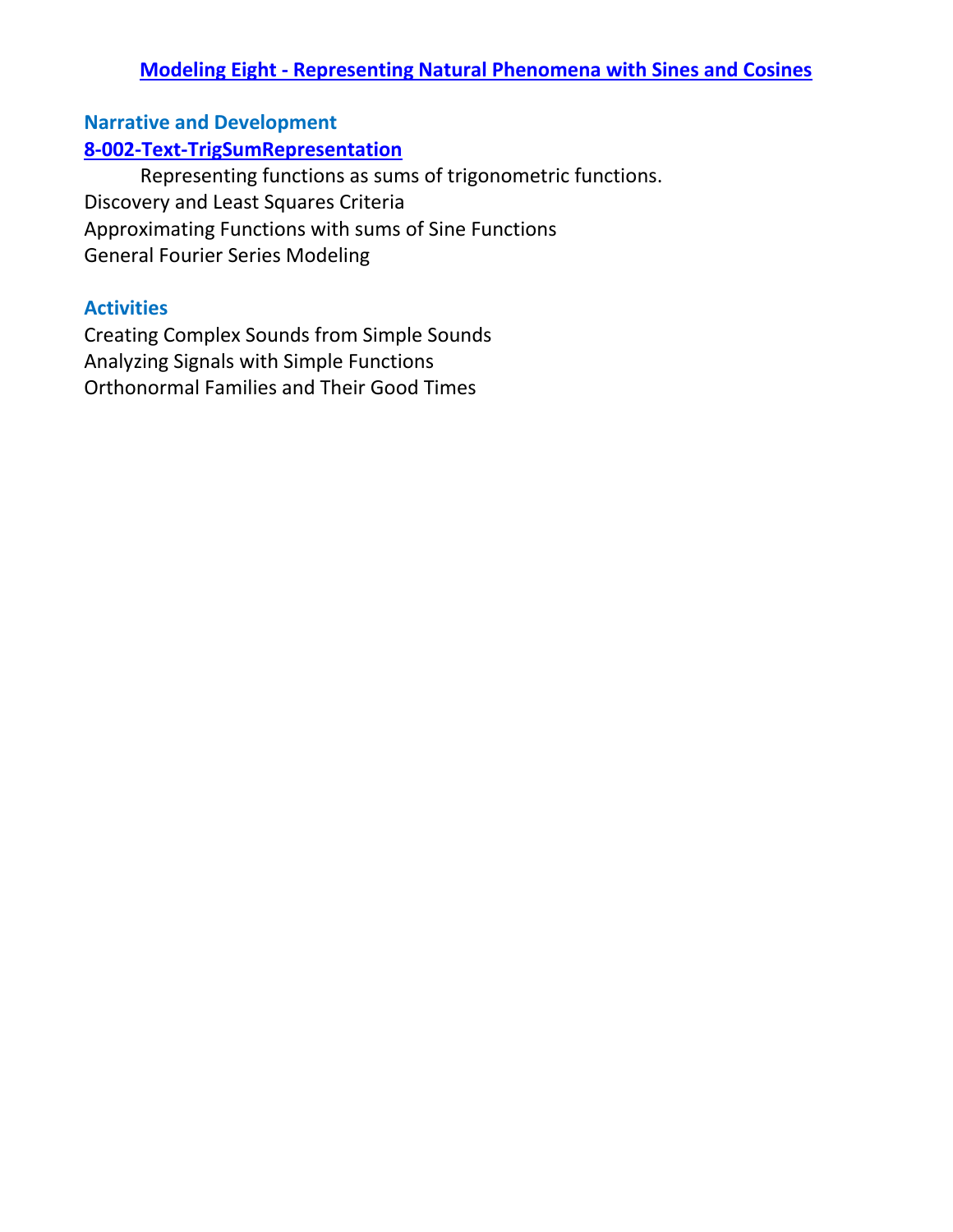## Modeling Eight - Representing Natural Phenomena with Sines and Cosines

### Narrative and Development

**8-002-Text-TrigSumRepresentation**

Representing functions as sums of trigonometric functions.

Discovery and Least Squares Criteria

Approximating Functions with sums of Sine Functions

General Fourier Series Modeling

### Activities

Creating Complex Sounds from Simple Sounds

Analyzing Signals with Simple Functions

Orthonormal Families and Their Good Times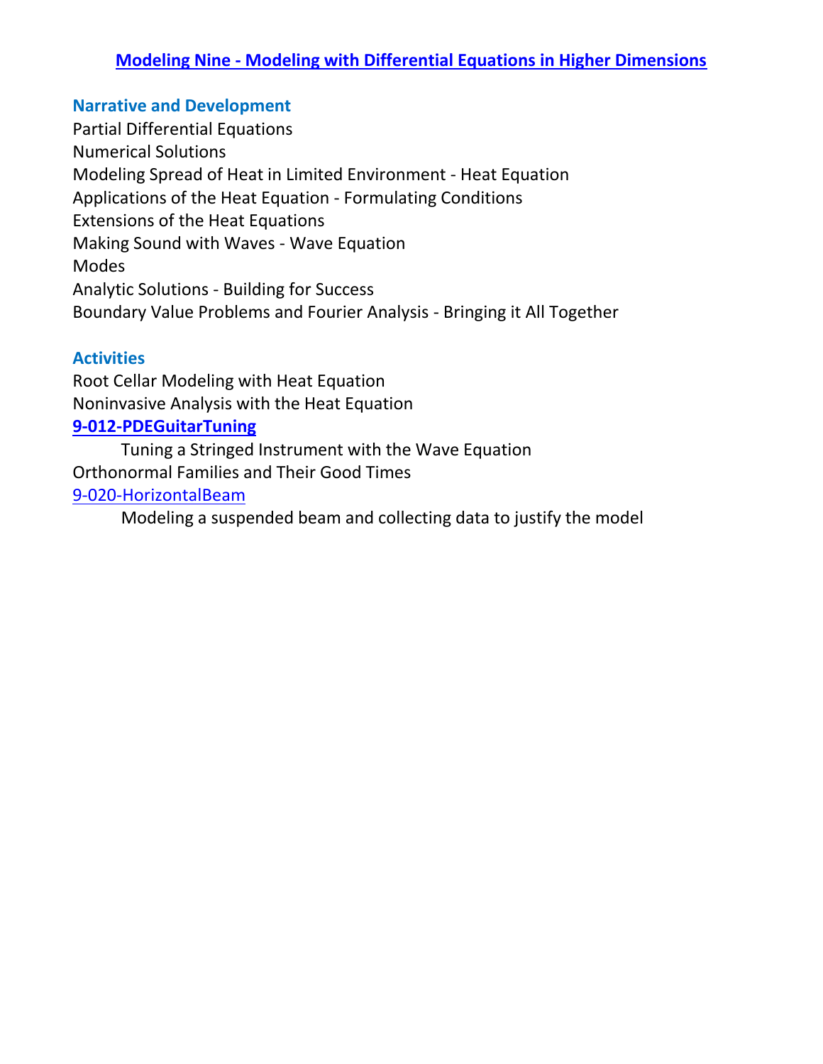# Modeling Nine - Modeling with Differential Equations in Higher Dimensions

## Narrative and Development

Partial Differential Equations
Numerical Solutions
Modeling Spread of Heat in Limited Environment - Heat Equation
Applications of the Heat Equation - Formulating Conditions
Extensions of the Heat Equations
Making Sound with Waves - Wave Equation
Modes
Analytic Solutions - Building for Success
Boundary Value Problems and Fourier Analysis - Bringing it All Together

## Activities

Root Cellar Modeling with Heat Equation
Noninvasive Analysis with the Heat Equation
**9-012-PDEGuitarTuning**
    Tuning a Stringed Instrument with the Wave Equation
Orthonormal Families and Their Good Times
9-020-HorizontalBeam
    Modeling a suspended beam and collecting data to justify the model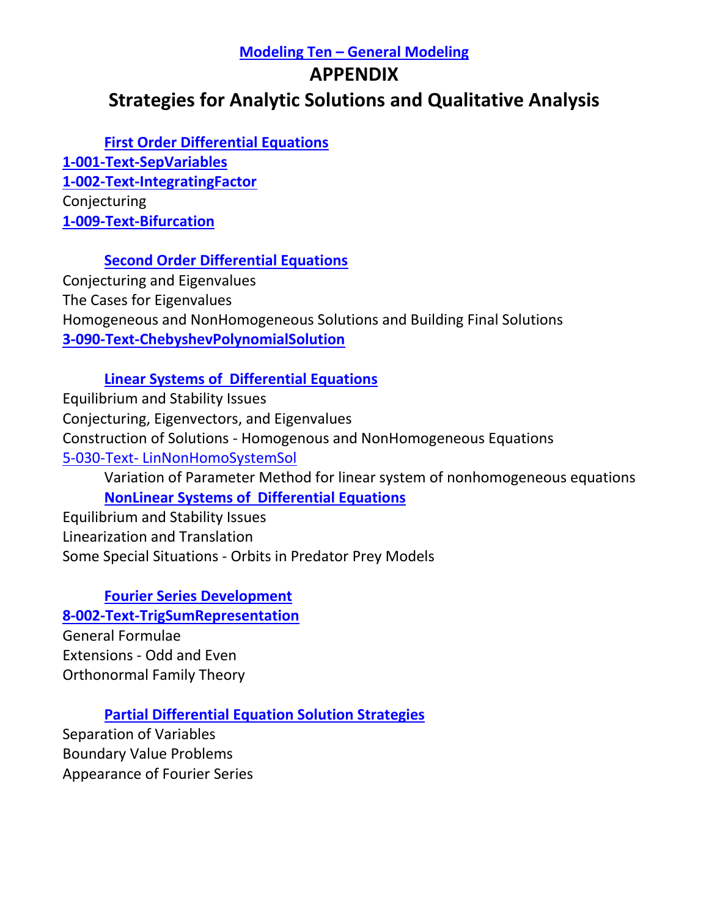[Modeling Ten – General Modeling]

# APPENDIX

# Strategies for Analytic Solutions and Qualitative Analysis

### [First Order Differential Equations]

[1-001-Text-SepVariables]
[1-002-Text-IntegratingFactor]
Conjecturing
[1-009-Text-Bifurcation]

### [Second Order Differential Equations]

Conjecturing and Eigenvalues
The Cases for Eigenvalues
Homogeneous and NonHomogeneous Solutions and Building Final Solutions
[3-090-Text-ChebyshevPolynomialSolution]

### [Linear Systems of Differential Equations]

Equilibrium and Stability Issues
Conjecturing, Eigenvectors, and Eigenvalues
Construction of Solutions - Homogenous and NonHomogeneous Equations
[5-030-Text- LinNonHomoSystemSol]

Variation of Parameter Method for linear system of nonhomogeneous equations

### [NonLinear Systems of Differential Equations]

Equilibrium and Stability Issues
Linearization and Translation
Some Special Situations - Orbits in Predator Prey Models

### [Fourier Series Development]

[8-002-Text-TrigSumRepresentation]
General Formulae
Extensions - Odd and Even
Orthonormal Family Theory

### [Partial Differential Equation Solution Strategies]

Separation of Variables
Boundary Value Problems
Appearance of Fourier Series